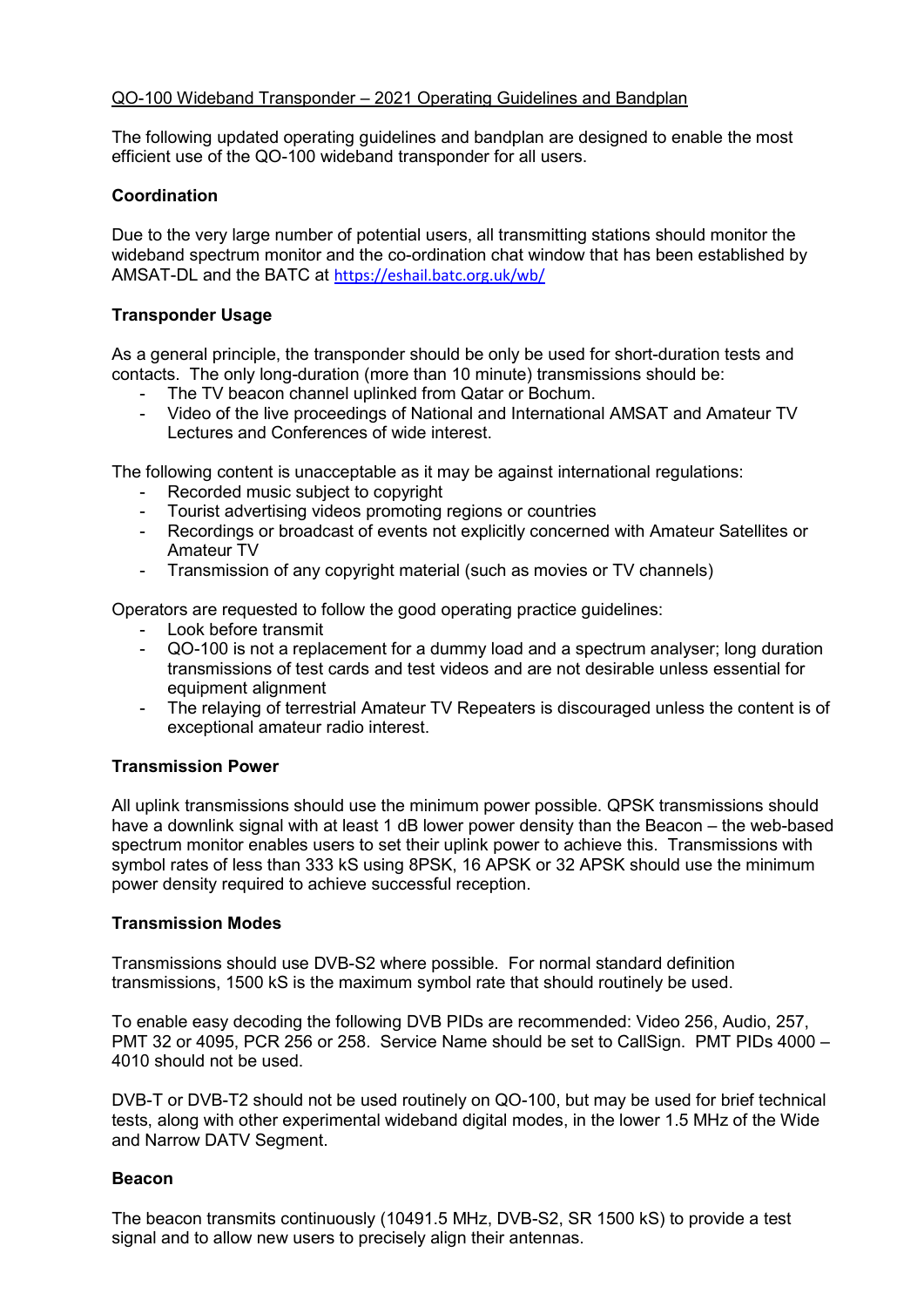# QO-100 Wideband Transponder – 2021 Operating Guidelines and Bandplan

The following updated operating guidelines and bandplan are designed to enable the most efficient use of the QO-100 wideband transponder for all users.

## Coordination

Due to the very large number of potential users, all transmitting stations should monitor the wideband spectrum monitor and the co-ordination chat window that has been established by AMSAT-DL and the BATC at https://eshail.batc.org.uk/wb/

## Transponder Usage

As a general principle, the transponder should be only be used for short-duration tests and contacts. The only long-duration (more than 10 minute) transmissions should be:

- The TV beacon channel uplinked from Qatar or Bochum.
- Video of the live proceedings of National and International AMSAT and Amateur TV Lectures and Conferences of wide interest.

The following content is unacceptable as it may be against international regulations:

- Recorded music subject to copyright
- Tourist advertising videos promoting regions or countries
- Recordings or broadcast of events not explicitly concerned with Amateur Satellites or Amateur TV
- Transmission of any copyright material (such as movies or TV channels)

Operators are requested to follow the good operating practice guidelines:

- Look before transmit
- QO-100 is not a replacement for a dummy load and a spectrum analyser; long duration transmissions of test cards and test videos and are not desirable unless essential for equipment alignment
- The relaying of terrestrial Amateur TV Repeaters is discouraged unless the content is of exceptional amateur radio interest.

## Transmission Power

All uplink transmissions should use the minimum power possible. QPSK transmissions should have a downlink signal with at least 1 dB lower power density than the Beacon – the web-based spectrum monitor enables users to set their uplink power to achieve this. Transmissions with symbol rates of less than 333 kS using 8PSK, 16 APSK or 32 APSK should use the minimum power density required to achieve successful reception.

## Transmission Modes

Transmissions should use DVB-S2 where possible. For normal standard definition transmissions, 1500 kS is the maximum symbol rate that should routinely be used.

To enable easy decoding the following DVB PIDs are recommended: Video 256, Audio, 257, PMT 32 or 4095, PCR 256 or 258. Service Name should be set to CallSign. PMT PIDs 4000 – 4010 should not be used.

DVB-T or DVB-T2 should not be used routinely on QO-100, but may be used for brief technical tests, along with other experimental wideband digital modes, in the lower 1.5 MHz of the Wide and Narrow DATV Segment.

## Beacon

The beacon transmits continuously (10491.5 MHz, DVB-S2, SR 1500 kS) to provide a test signal and to allow new users to precisely align their antennas.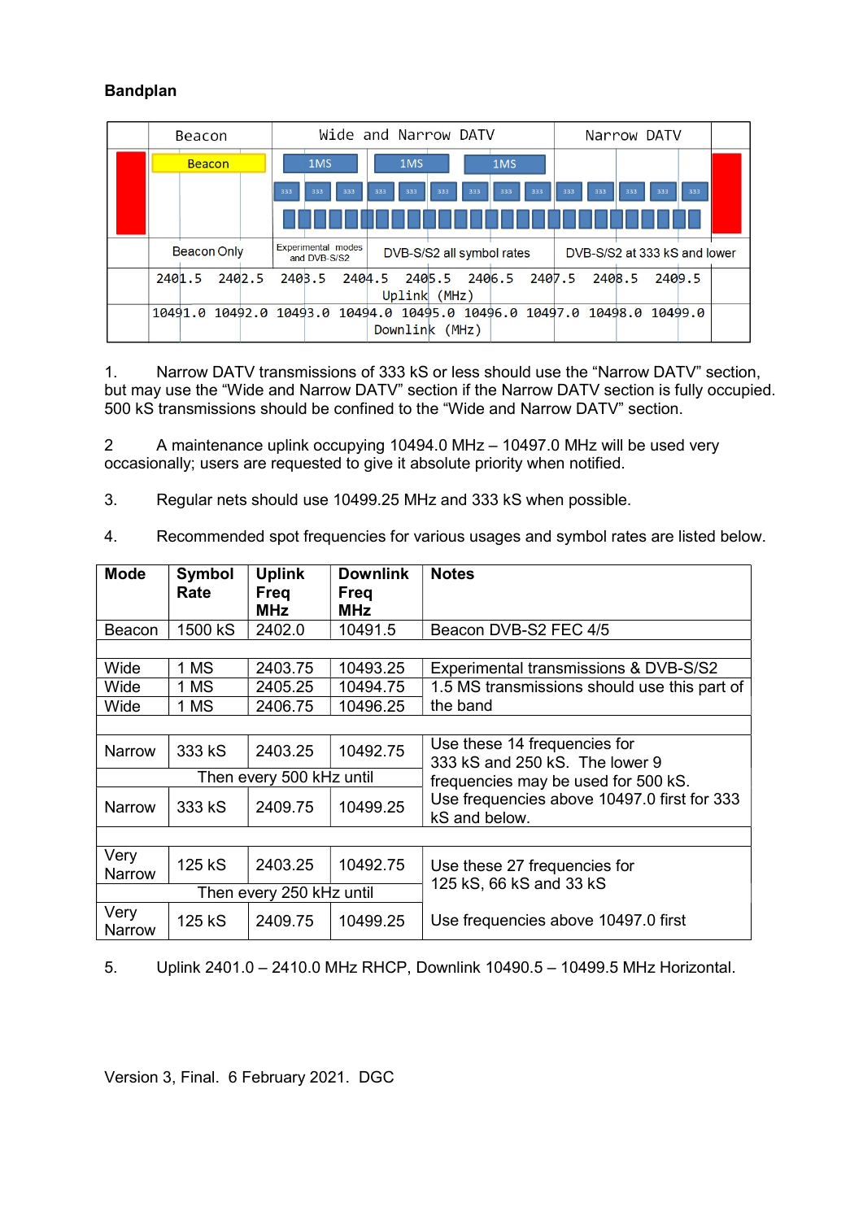**Bandplan**

| Beacon | Wide and Narrow DATV | Narrow DATV |
|---|---|---|
| Beacon Only | Experimental modes and DVB-S/S2 · DVB-S/S2 all symbol rates | DVB-S/S2 at 333 kS and lower |

Beacon

1MS 1MS 1MS

333 333 333 333 333 333 333 333 333 333 333 333 333 333

2401.5 2402.5 2403.5 2404.5 2405.5 2406.5 2407.5 2408.5 2409.5
Uplink (MHz)

10491.0 10492.0 10493.0 10494.0 10495.0 10496.0 10497.0 10498.0 10499.0
Downlink (MHz)

1. Narrow DATV transmissions of 333 kS or less should use the "Narrow DATV" section, but may use the "Wide and Narrow DATV" section if the Narrow DATV section is fully occupied. 500 kS transmissions should be confined to the "Wide and Narrow DATV" section.

2 A maintenance uplink occupying 10494.0 MHz – 10497.0 MHz will be used very occasionally; users are requested to give it absolute priority when notified.

3. Regular nets should use 10499.25 MHz and 333 kS when possible.

4. Recommended spot frequencies for various usages and symbol rates are listed below.

| Mode | Symbol Rate | Uplink Freq MHz | Downlink Freq MHz | Notes |
|---|---|---|---|---|
| Beacon | 1500 kS | 2402.0 | 10491.5 | Beacon DVB-S2 FEC 4/5 |
| | | | | |
| Wide | 1 MS | 2403.75 | 10493.25 | Experimental transmissions & DVB-S/S2 |
| Wide | 1 MS | 2405.25 | 10494.75 | 1.5 MS transmissions should use this part of |
| Wide | 1 MS | 2406.75 | 10496.25 | the band |
| | | | | |
| Narrow | 333 kS | 2403.25 | 10492.75 | Use these 14 frequencies for 333 kS and 250 kS. The lower 9 frequencies may be used for 500 kS. Use frequencies above 10497.0 first for 333 kS and below. |
| Then every 500 kHz until | | | | |
| Narrow | 333 kS | 2409.75 | 10499.25 | |
| | | | | |
| Very Narrow | 125 kS | 2403.25 | 10492.75 | Use these 27 frequencies for 125 kS, 66 kS and 33 kS |
| Then every 250 kHz until | | | | |
| Very Narrow | 125 kS | 2409.75 | 10499.25 | Use frequencies above 10497.0 first |

5. Uplink 2401.0 – 2410.0 MHz RHCP, Downlink 10490.5 – 10499.5 MHz Horizontal.

Version 3, Final. 6 February 2021. DGC